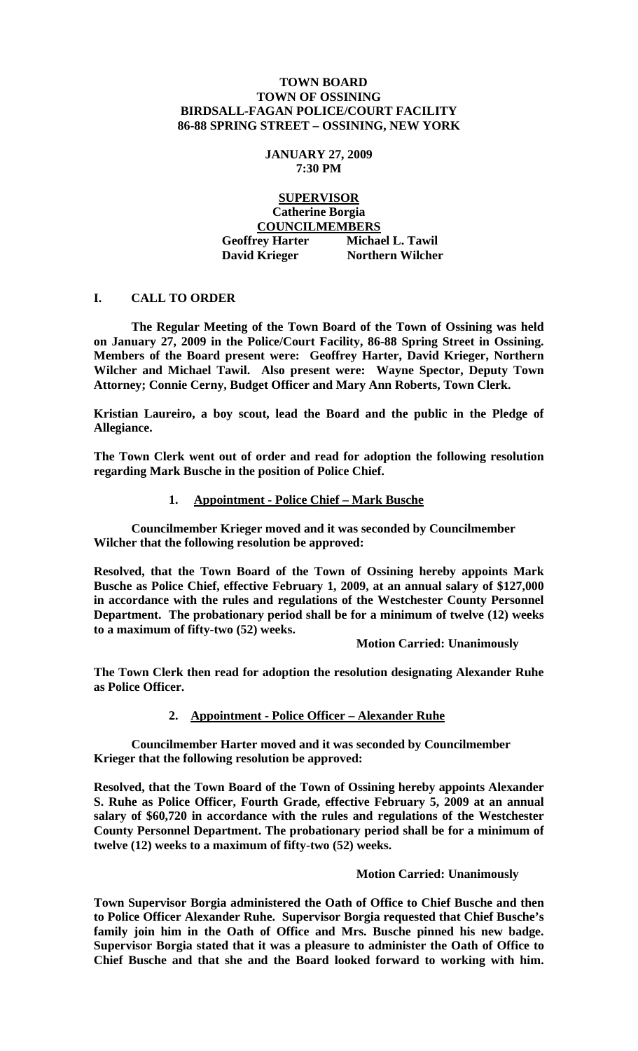**TOWN BOARD**
**TOWN OF OSSINING**
**BIRDSALL-FAGAN POLICE/COURT FACILITY**
**86-88 SPRING STREET – OSSINING, NEW YORK**

**JANUARY 27, 2009**
**7:30 PM**

**SUPERVISOR**
**Catherine Borgia**
**COUNCILMEMBERS**
**Geoffrey Harter Michael L. Tawil**
**David Krieger Northern Wilcher**

## I. CALL TO ORDER

**The Regular Meeting of the Town Board of the Town of Ossining was held on January 27, 2009 in the Police/Court Facility, 86-88 Spring Street in Ossining. Members of the Board present were: Geoffrey Harter, David Krieger, Northern Wilcher and Michael Tawil. Also present were: Wayne Spector, Deputy Town Attorney; Connie Cerny, Budget Officer and Mary Ann Roberts, Town Clerk.**

**Kristian Laureiro, a boy scout, lead the Board and the public in the Pledge of Allegiance.**

**The Town Clerk went out of order and read for adoption the following resolution regarding Mark Busche in the position of Police Chief.**

**1. Appointment - Police Chief – Mark Busche**

**Councilmember Krieger moved and it was seconded by Councilmember Wilcher that the following resolution be approved:**

**Resolved, that the Town Board of the Town of Ossining hereby appoints Mark Busche as Police Chief, effective February 1, 2009, at an annual salary of $127,000 in accordance with the rules and regulations of the Westchester County Personnel Department. The probationary period shall be for a minimum of twelve (12) weeks to a maximum of fifty-two (52) weeks.**

**Motion Carried: Unanimously**

**The Town Clerk then read for adoption the resolution designating Alexander Ruhe as Police Officer.**

**2. Appointment - Police Officer – Alexander Ruhe**

**Councilmember Harter moved and it was seconded by Councilmember Krieger that the following resolution be approved:**

**Resolved, that the Town Board of the Town of Ossining hereby appoints Alexander S. Ruhe as Police Officer, Fourth Grade, effective February 5, 2009 at an annual salary of $60,720 in accordance with the rules and regulations of the Westchester County Personnel Department. The probationary period shall be for a minimum of twelve (12) weeks to a maximum of fifty-two (52) weeks.**

**Motion Carried: Unanimously**

**Town Supervisor Borgia administered the Oath of Office to Chief Busche and then to Police Officer Alexander Ruhe. Supervisor Borgia requested that Chief Busche's family join him in the Oath of Office and Mrs. Busche pinned his new badge. Supervisor Borgia stated that it was a pleasure to administer the Oath of Office to Chief Busche and that she and the Board looked forward to working with him.**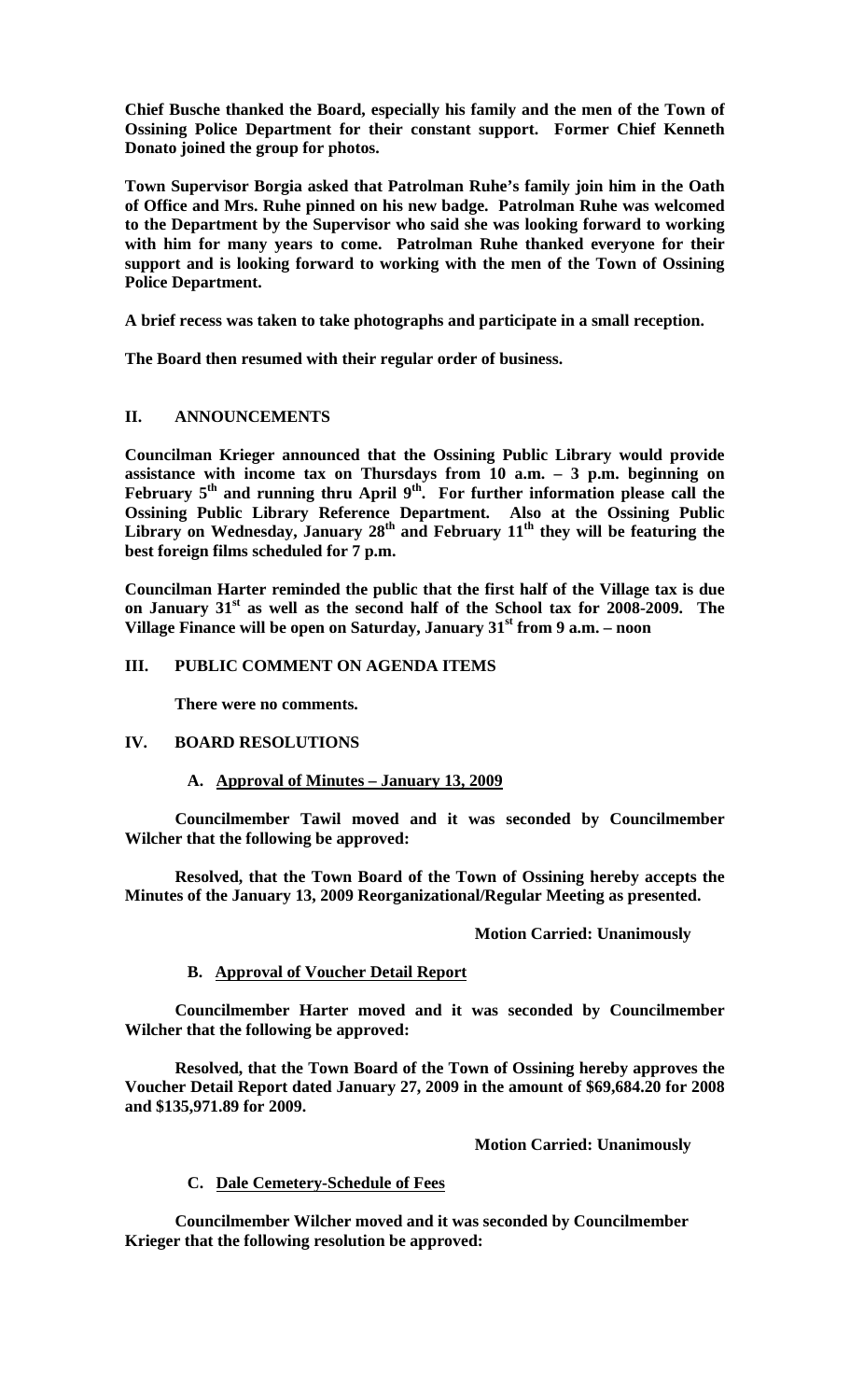**Chief Busche thanked the Board, especially his family and the men of the Town of Ossining Police Department for their constant support. Former Chief Kenneth Donato joined the group for photos.**

**Town Supervisor Borgia asked that Patrolman Ruhe's family join him in the Oath of Office and Mrs. Ruhe pinned on his new badge. Patrolman Ruhe was welcomed to the Department by the Supervisor who said she was looking forward to working with him for many years to come. Patrolman Ruhe thanked everyone for their support and is looking forward to working with the men of the Town of Ossining Police Department.**

**A brief recess was taken to take photographs and participate in a small reception.**

**The Board then resumed with their regular order of business.**

## II. ANNOUNCEMENTS

**Councilman Krieger announced that the Ossining Public Library would provide assistance with income tax on Thursdays from 10 a.m. – 3 p.m. beginning on February 5th and running thru April 9th. For further information please call the Ossining Public Library Reference Department. Also at the Ossining Public Library on Wednesday, January 28th and February 11th they will be featuring the best foreign films scheduled for 7 p.m.**

**Councilman Harter reminded the public that the first half of the Village tax is due on January 31st as well as the second half of the School tax for 2008-2009. The Village Finance will be open on Saturday, January 31st from 9 a.m. – noon**

## III. PUBLIC COMMENT ON AGENDA ITEMS

**There were no comments.**

## IV. BOARD RESOLUTIONS

### A. Approval of Minutes – January 13, 2009

**Councilmember Tawil moved and it was seconded by Councilmember Wilcher that the following be approved:**

**Resolved, that the Town Board of the Town of Ossining hereby accepts the Minutes of the January 13, 2009 Reorganizational/Regular Meeting as presented.**

**Motion Carried: Unanimously**

### B. Approval of Voucher Detail Report

**Councilmember Harter moved and it was seconded by Councilmember Wilcher that the following be approved:**

**Resolved, that the Town Board of the Town of Ossining hereby approves the Voucher Detail Report dated January 27, 2009 in the amount of $69,684.20 for 2008 and $135,971.89 for 2009.**

**Motion Carried: Unanimously**

### C. Dale Cemetery-Schedule of Fees

**Councilmember Wilcher moved and it was seconded by Councilmember Krieger that the following resolution be approved:**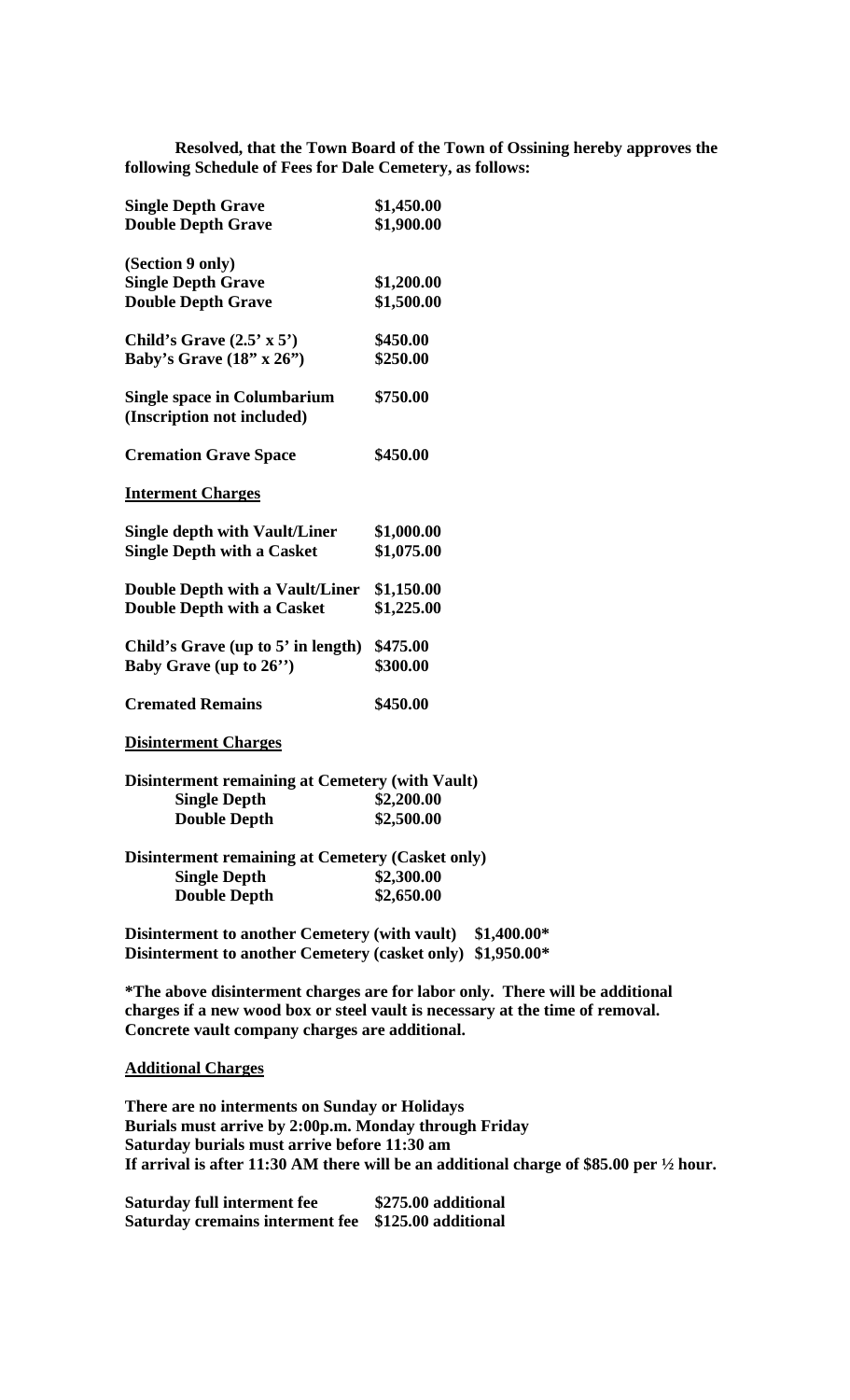**Resolved, that the Town Board of the Town of Ossining hereby approves the following Schedule of Fees for Dale Cemetery, as follows:**

| | |
|---|---|
| **Single Depth Grave** | **$1,450.00** |
| **Double Depth Grave** | **$1,900.00** |
| | |
| **(Section 9 only)** | |
| **Single Depth Grave** | **$1,200.00** |
| **Double Depth Grave** | **$1,500.00** |
| | |
| **Child's Grave (2.5' x 5')** | **$450.00** |
| **Baby's Grave (18" x 26")** | **$250.00** |
| | |
| **Single space in Columbarium (Inscription not included)** | **$750.00** |
| | |
| **Cremation Grave Space** | **$450.00** |

**<u>Interment Charges</u>**

| | |
|---|---|
| **Single depth with Vault/Liner** | **$1,000.00** |
| **Single Depth with a Casket** | **$1,075.00** |
| | |
| **Double Depth with a Vault/Liner** | **$1,150.00** |
| **Double Depth with a Casket** | **$1,225.00** |
| | |
| **Child's Grave (up to 5' in length)** | **$475.00** |
| **Baby Grave (up to 26'')** | **$300.00** |
| | |
| **Cremated Remains** | **$450.00** |

**<u>Disinterment Charges</u>**

**Disinterment remaining at Cemetery (with Vault)**

| | |
|---|---|
| **Single Depth** | **$2,200.00** |
| **Double Depth** | **$2,500.00** |

**Disinterment remaining at Cemetery (Casket only)**

| | |
|---|---|
| **Single Depth** | **$2,300.00** |
| **Double Depth** | **$2,650.00** |

| | |
|---|---|
| **Disinterment to another Cemetery (with vault)** | **$1,400.00*** |
| **Disinterment to another Cemetery (casket only)** | **$1,950.00*** |

***The above disinterment charges are for labor only. There will be additional charges if a new wood box or steel vault is necessary at the time of removal. Concrete vault company charges are additional.**

**<u>Additional Charges</u>**

**There are no interments on Sunday or Holidays**
**Burials must arrive by 2:00p.m. Monday through Friday**
**Saturday burials must arrive before 11:30 am**
**If arrival is after 11:30 AM there will be an additional charge of $85.00 per ½ hour.**

| | |
|---|---|
| **Saturday full interment fee** | **$275.00 additional** |
| **Saturday cremains interment fee** | **$125.00 additional** |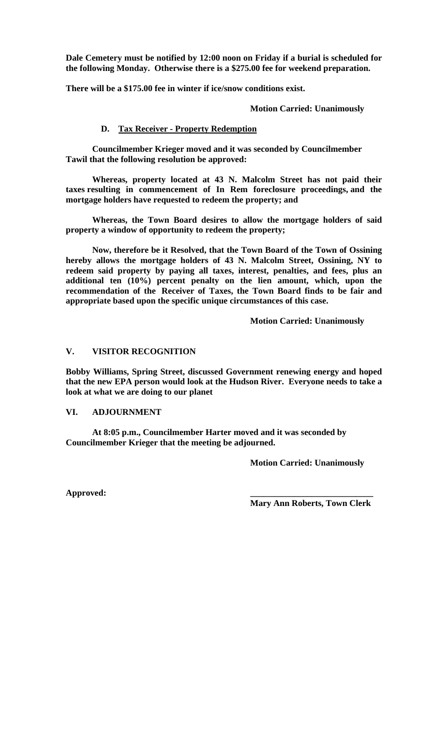**Dale Cemetery must be notified by 12:00 noon on Friday if a burial is scheduled for the following Monday. Otherwise there is a $275.00 fee for weekend preparation.**

**There will be a $175.00 fee in winter if ice/snow conditions exist.**

**Motion Carried: Unanimously**

### D. Tax Receiver - Property Redemption

**Councilmember Krieger moved and it was seconded by Councilmember Tawil that the following resolution be approved:**

**Whereas, property located at 43 N. Malcolm Street has not paid their taxes resulting in commencement of In Rem foreclosure proceedings, and the mortgage holders have requested to redeem the property; and**

**Whereas, the Town Board desires to allow the mortgage holders of said property a window of opportunity to redeem the property;**

**Now, therefore be it Resolved, that the Town Board of the Town of Ossining hereby allows the mortgage holders of 43 N. Malcolm Street, Ossining, NY to redeem said property by paying all taxes, interest, penalties, and fees, plus an additional ten (10%) percent penalty on the lien amount, which, upon the recommendation of the Receiver of Taxes, the Town Board finds to be fair and appropriate based upon the specific unique circumstances of this case.**

**Motion Carried: Unanimously**

## V. VISITOR RECOGNITION

**Bobby Williams, Spring Street, discussed Government renewing energy and hoped that the new EPA person would look at the Hudson River. Everyone needs to take a look at what we are doing to our planet**

## VI. ADJOURNMENT

**At 8:05 p.m., Councilmember Harter moved and it was seconded by Councilmember Krieger that the meeting be adjourned.**

**Motion Carried: Unanimously**

**Approved:** \_\_\_\_\_\_\_\_\_\_\_\_\_\_\_\_\_\_\_\_\_\_\_\_\_\_\_\_

**Mary Ann Roberts, Town Clerk**